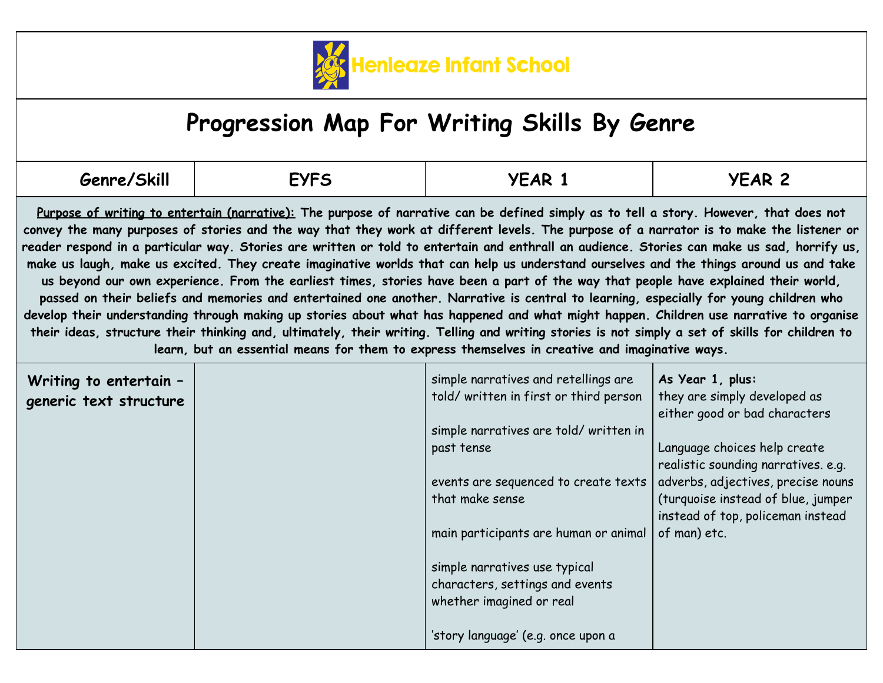# Henleaze Infant School

## Progression Map For Writing Skills By Genre

| Genre/Skill | EYFS | YEAR 1 | YEAR 2 |
|---|---|---|---|
| **Purpose of writing to entertain (narrative):** The purpose of narrative can be defined simply as to tell a story. However, that does not convey the many purposes of stories and the way that they work at different levels. The purpose of a narrator is to make the listener or reader respond in a particular way. Stories are written or told to entertain and enthrall an audience. Stories can make us sad, horrify us, make us laugh, make us excited. They create imaginative worlds that can help us understand ourselves and the things around us and take us beyond our own experience. From the earliest times, stories have been a part of the way that people have explained their world, passed on their beliefs and memories and entertained one another. Narrative is central to learning, especially for young children who develop their understanding through making up stories about what has happened and what might happen. Children use narrative to organise their ideas, structure their thinking and, ultimately, their writing. Telling and writing stories is not simply a set of skills for children to learn, but an essential means for them to express themselves in creative and imaginative ways. | | | |
| **Writing to entertain – generic text structure** | | simple narratives and retellings are told/ written in first or third person<br><br>simple narratives are told/ written in past tense<br><br>events are sequenced to create texts that make sense<br><br>main participants are human or animal<br><br>simple narratives use typical characters, settings and events whether imagined or real<br><br>'story language' (e.g. once upon a | **As Year 1, plus:**<br>they are simply developed as either good or bad characters<br><br>Language choices help create realistic sounding narratives. e.g. adverbs, adjectives, precise nouns (turquoise instead of blue, jumper instead of top, policeman instead of man) etc. |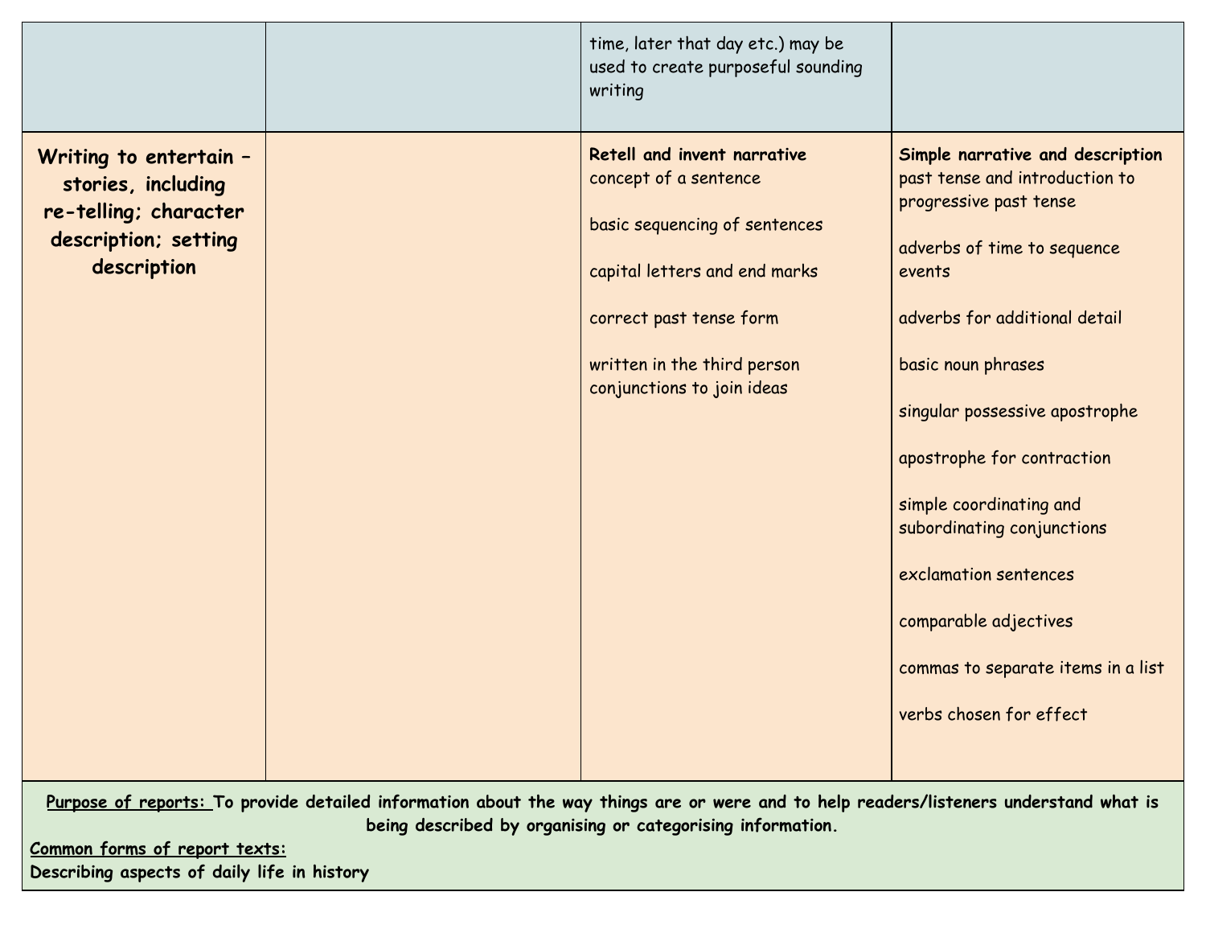| | | | |
|---|---|---|---|
| | | time, later that day etc.) may be used to create purposeful sounding writing | |
| **Writing to entertain – stories, including re-telling; character description; setting description** | | **Retell and invent narrative**<br>concept of a sentence<br><br>basic sequencing of sentences<br><br>capital letters and end marks<br><br>correct past tense form<br><br>written in the third person<br>conjunctions to join ideas | **Simple narrative and description**<br>past tense and introduction to progressive past tense<br><br>adverbs of time to sequence events<br><br>adverbs for additional detail<br><br>basic noun phrases<br><br>singular possessive apostrophe<br><br>apostrophe for contraction<br><br>simple coordinating and subordinating conjunctions<br><br>exclamation sentences<br><br>comparable adjectives<br><br>commas to separate items in a list<br><br>verbs chosen for effect |

**Purpose of reports:** To provide detailed information about the way things are or were and to help readers/listeners understand what is being described by organising or categorising information.

**Common forms of report texts:**
Describing aspects of daily life in history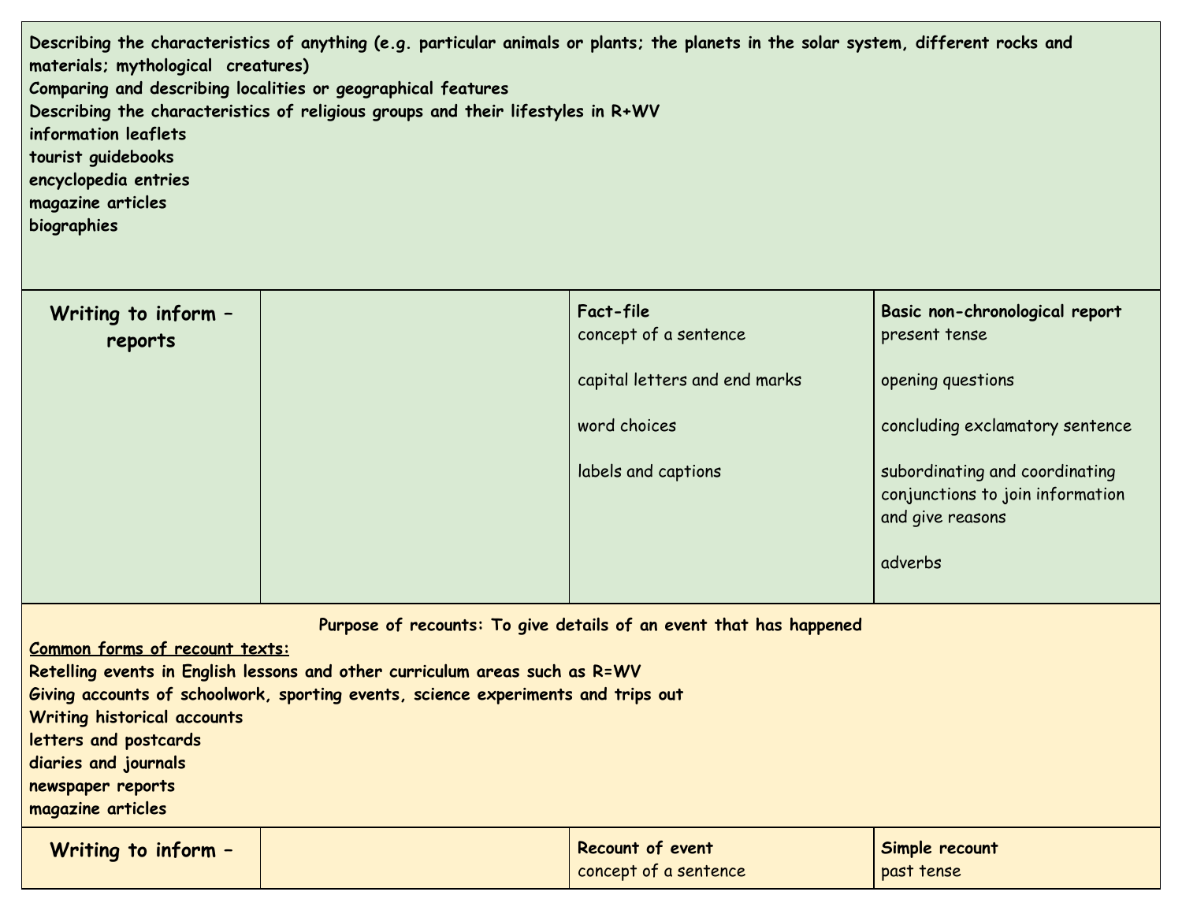| | | | |
|---|---|---|---|
| Describing the characteristics of anything (e.g. particular animals or plants; the planets in the solar system, different rocks and materials; mythological creatures)<br>Comparing and describing localities or geographical features<br>Describing the characteristics of religious groups and their lifestyles in R+WV<br>information leaflets<br>tourist guidebooks<br>encyclopedia entries<br>magazine articles<br>biographies | | | |
| **Writing to inform – reports** | | **Fact-file**<br>concept of a sentence<br><br>capital letters and end marks<br><br>word choices<br><br>labels and captions | **Basic non-chronological report**<br>present tense<br><br>opening questions<br><br>concluding exclamatory sentence<br><br>subordinating and coordinating conjunctions to join information and give reasons<br><br>adverbs |
| **Purpose of recounts: To give details of an event that has happened**<br>**Common forms of recount texts:**<br>Retelling events in English lessons and other curriculum areas such as R=WV<br>Giving accounts of schoolwork, sporting events, science experiments and trips out<br>Writing historical accounts<br>letters and postcards<br>diaries and journals<br>newspaper reports<br>magazine articles | | | |
| **Writing to inform –** | | **Recount of event**<br>concept of a sentence | **Simple recount**<br>past tense |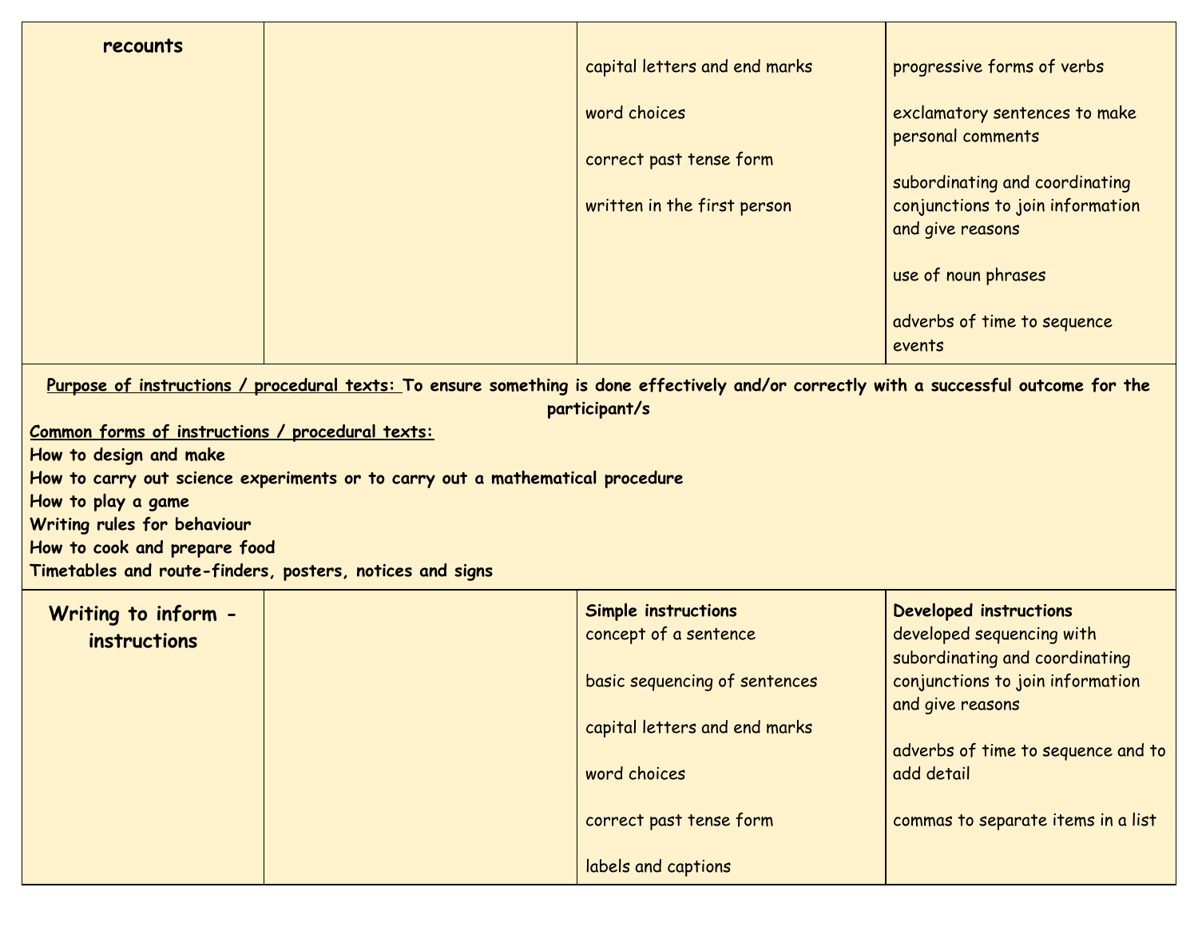| recounts | | capital letters and end marks<br><br>word choices<br><br>correct past tense form<br><br>written in the first person | progressive forms of verbs<br><br>exclamatory sentences to make personal comments<br><br>subordinating and coordinating conjunctions to join information and give reasons<br><br>use of noun phrases<br><br>adverbs of time to sequence events |
|---|---|---|---|

**<u>Purpose of instructions / procedural texts:</u> To ensure something is done effectively and/or correctly with a successful outcome for the participant/s**

**<u>Common forms of instructions / procedural texts:</u>**
**How to design and make**
**How to carry out science experiments or to carry out a mathematical procedure**
**How to play a game**
**Writing rules for behaviour**
**How to cook and prepare food**
**Timetables and route-finders, posters, notices and signs**

| **Writing to inform - instructions** | | **Simple instructions**<br>concept of a sentence<br><br>basic sequencing of sentences<br><br>capital letters and end marks<br><br>word choices<br><br>correct past tense form<br><br>labels and captions | **Developed instructions**<br>developed sequencing with subordinating and coordinating conjunctions to join information and give reasons<br><br>adverbs of time to sequence and to add detail<br><br>commas to separate items in a list |
|---|---|---|---|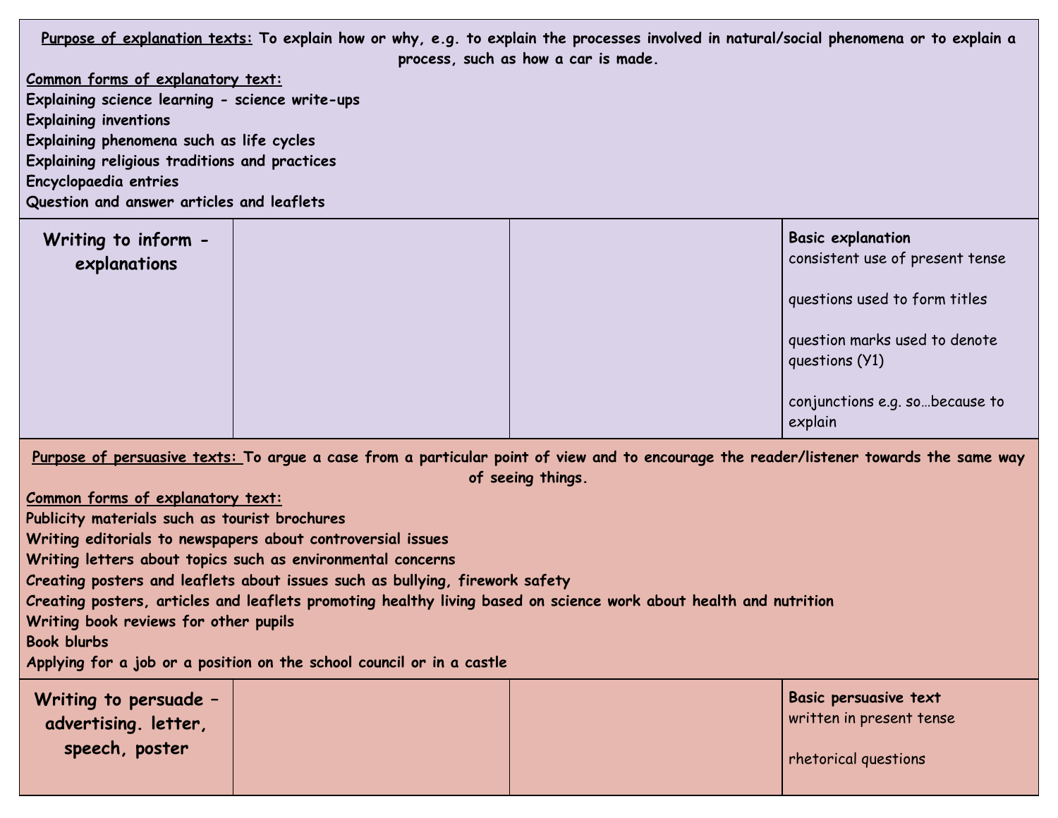**Purpose of explanation texts:** To explain how or why, e.g. to explain the processes involved in natural/social phenomena or to explain a process, such as how a car is made.

**Common forms of explanatory text:**

Explaining science learning - science write-ups
Explaining inventions
Explaining phenomena such as life cycles
Explaining religious traditions and practices
Encyclopaedia entries
Question and answer articles and leaflets

| Writing to inform - explanations | | | **Basic explanation**<br>consistent use of present tense<br><br>questions used to form titles<br><br>question marks used to denote questions (Y1)<br><br>conjunctions e.g. so…because to explain |
|---|---|---|---|

**Purpose of persuasive texts:** To argue a case from a particular point of view and to encourage the reader/listener towards the same way of seeing things.

**Common forms of explanatory text:**

Publicity materials such as tourist brochures
Writing editorials to newspapers about controversial issues
Writing letters about topics such as environmental concerns
Creating posters and leaflets about issues such as bullying, firework safety
Creating posters, articles and leaflets promoting healthy living based on science work about health and nutrition
Writing book reviews for other pupils
Book blurbs
Applying for a job or a position on the school council or in a castle

| Writing to persuade – advertising. letter, speech, poster | | | **Basic persuasive text**<br>written in present tense<br><br>rhetorical questions |
|---|---|---|---|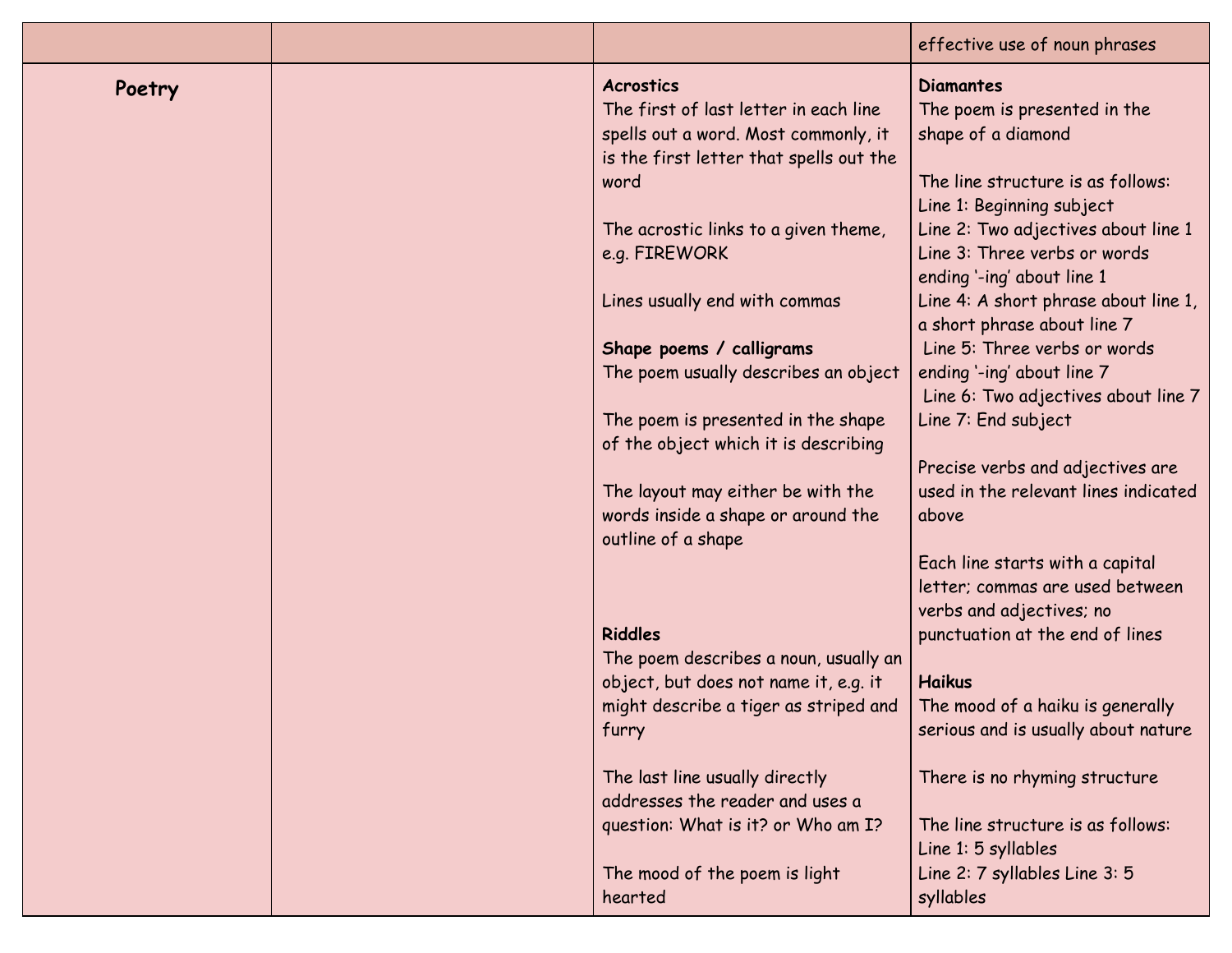| | | | effective use of noun phrases |
|---|---|---|---|
| **Poetry** | | **Acrostics**<br>The first of last letter in each line spells out a word. Most commonly, it is the first letter that spells out the word<br><br>The acrostic links to a given theme, e.g. FIREWORK<br><br>Lines usually end with commas<br><br>**Shape poems / calligrams**<br>The poem usually describes an object<br><br>The poem is presented in the shape of the object which it is describing<br><br>The layout may either be with the words inside a shape or around the outline of a shape<br><br>**Riddles**<br>The poem describes a noun, usually an object, but does not name it, e.g. it might describe a tiger as striped and furry<br><br>The last line usually directly addresses the reader and uses a question: What is it? or Who am I?<br><br>The mood of the poem is light hearted | **Diamantes**<br>The poem is presented in the shape of a diamond<br><br>The line structure is as follows:<br>Line 1: Beginning subject<br>Line 2: Two adjectives about line 1<br>Line 3: Three verbs or words ending '-ing' about line 1<br>Line 4: A short phrase about line 1, a short phrase about line 7<br>Line 5: Three verbs or words ending '-ing' about line 7<br>Line 6: Two adjectives about line 7<br>Line 7: End subject<br><br>Precise verbs and adjectives are used in the relevant lines indicated above<br><br>Each line starts with a capital letter; commas are used between verbs and adjectives; no punctuation at the end of lines<br><br>**Haikus**<br>The mood of a haiku is generally serious and is usually about nature<br><br>There is no rhyming structure<br><br>The line structure is as follows:<br>Line 1: 5 syllables<br>Line 2: 7 syllables Line 3: 5 syllables |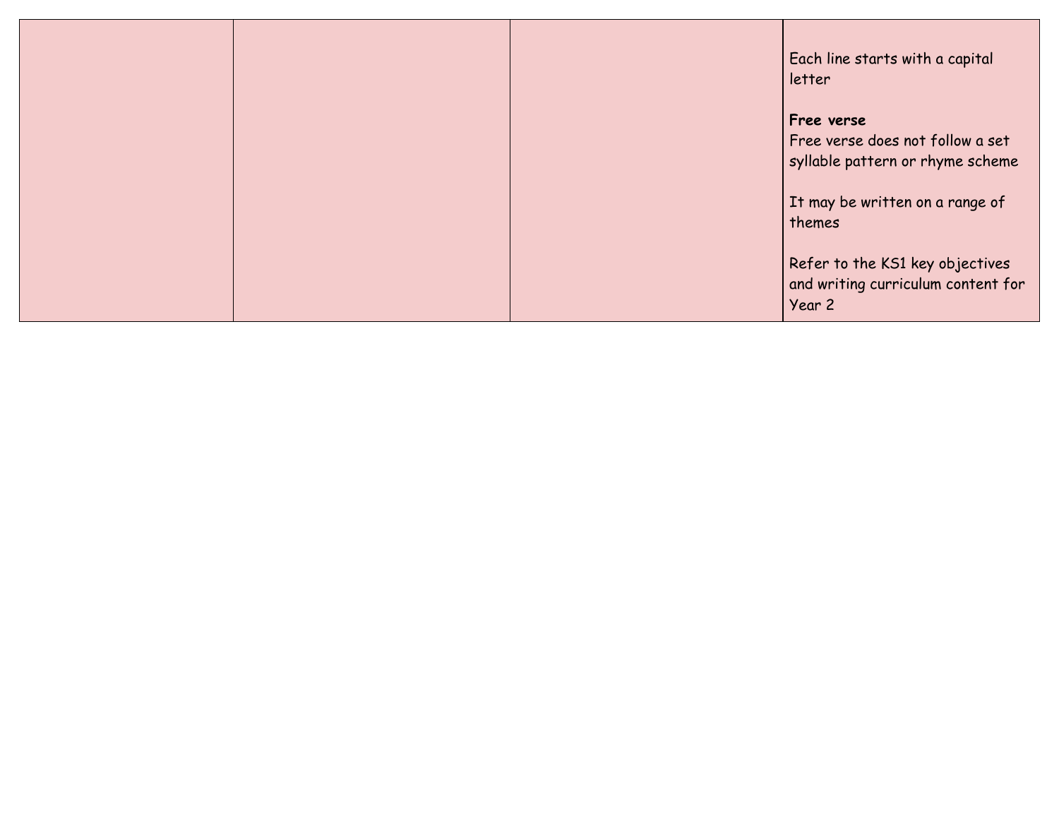| | | | |
|---|---|---|---|
| | | | Each line starts with a capital letter<br><br>**Free verse**<br>Free verse does not follow a set syllable pattern or rhyme scheme<br><br>It may be written on a range of themes<br><br>Refer to the KS1 key objectives and writing curriculum content for Year 2 |